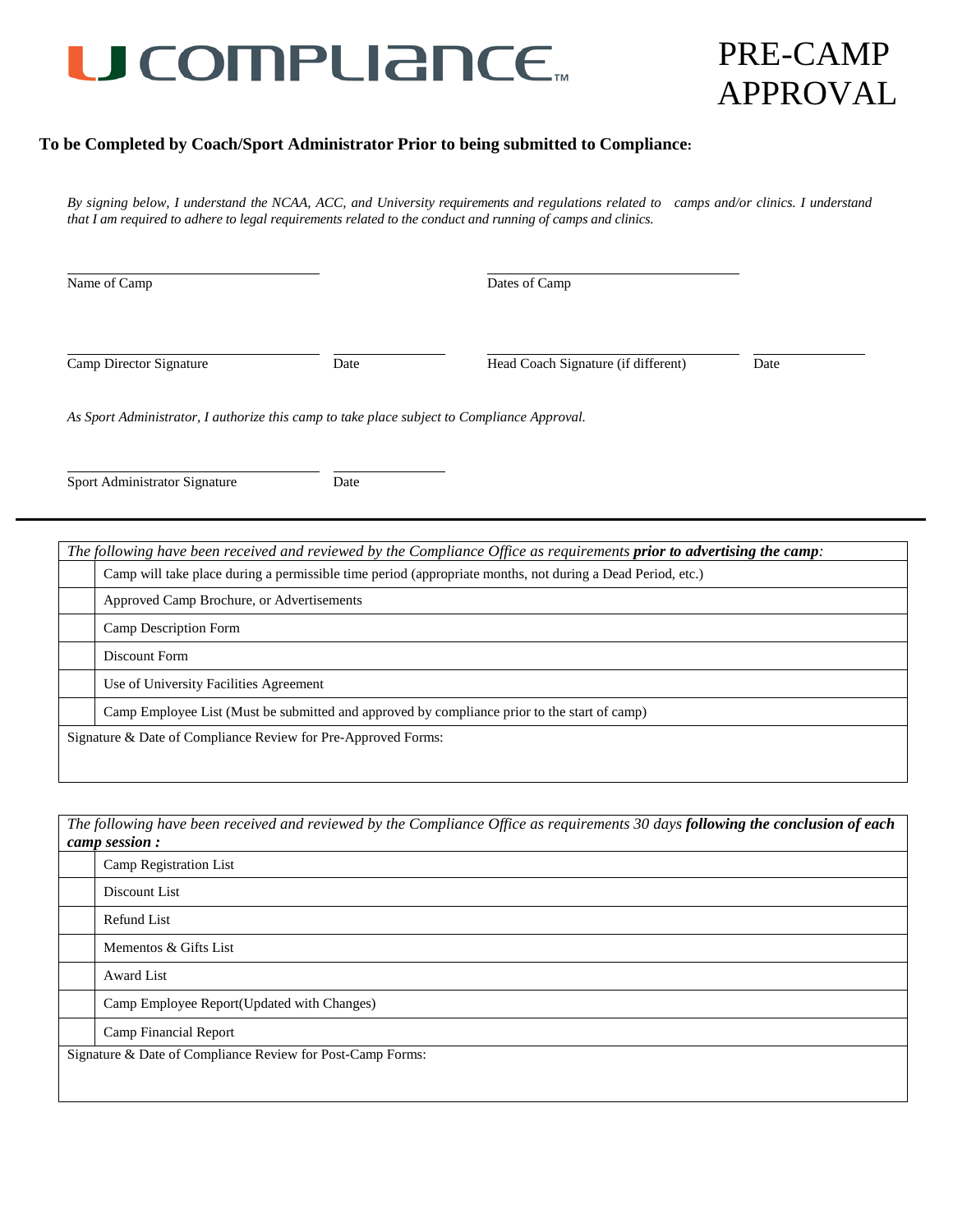# U COMPLIANCE™

# PRE-CAMP APPROVAL

**To be Completed by Coach/Sport Administrator Prior to being submitted to Compliance:**

*By signing below, I understand the NCAA, ACC, and University requirements and regulations related to camps and/or clinics. I understand that I am required to adhere to legal requirements related to the conduct and running of camps and clinics.*

Name of Camp ______________________ Dates of Camp ______________________

Camp Director Signature ______________________ Date __________ Head Coach Signature (if different) ______________________ Date __________

*As Sport Administrator, I authorize this camp to take place subject to Compliance Approval.*

Sport Administrator Signature ______________________ Date __________

---

| *The following have been received and reviewed by the Compliance Office as requirements* ***prior to advertising the camp****:* | |
|---|---|
| | Camp will take place during a permissible time period (appropriate months, not during a Dead Period, etc.) |
| | Approved Camp Brochure, or Advertisements |
| | Camp Description Form |
| | Discount Form |
| | Use of University Facilities Agreement |
| | Camp Employee List (Must be submitted and approved by compliance prior to the start of camp) |
| Signature & Date of Compliance Review for Pre-Approved Forms: | |

| *The following have been received and reviewed by the Compliance Office as requirements 30 days* ***following the conclusion of each camp session :*** | |
|---|---|
| | Camp Registration List |
| | Discount List |
| | Refund List |
| | Mementos & Gifts List |
| | Award List |
| | Camp Employee Report(Updated with Changes) |
| | Camp Financial Report |
| Signature & Date of Compliance Review for Post-Camp Forms: | |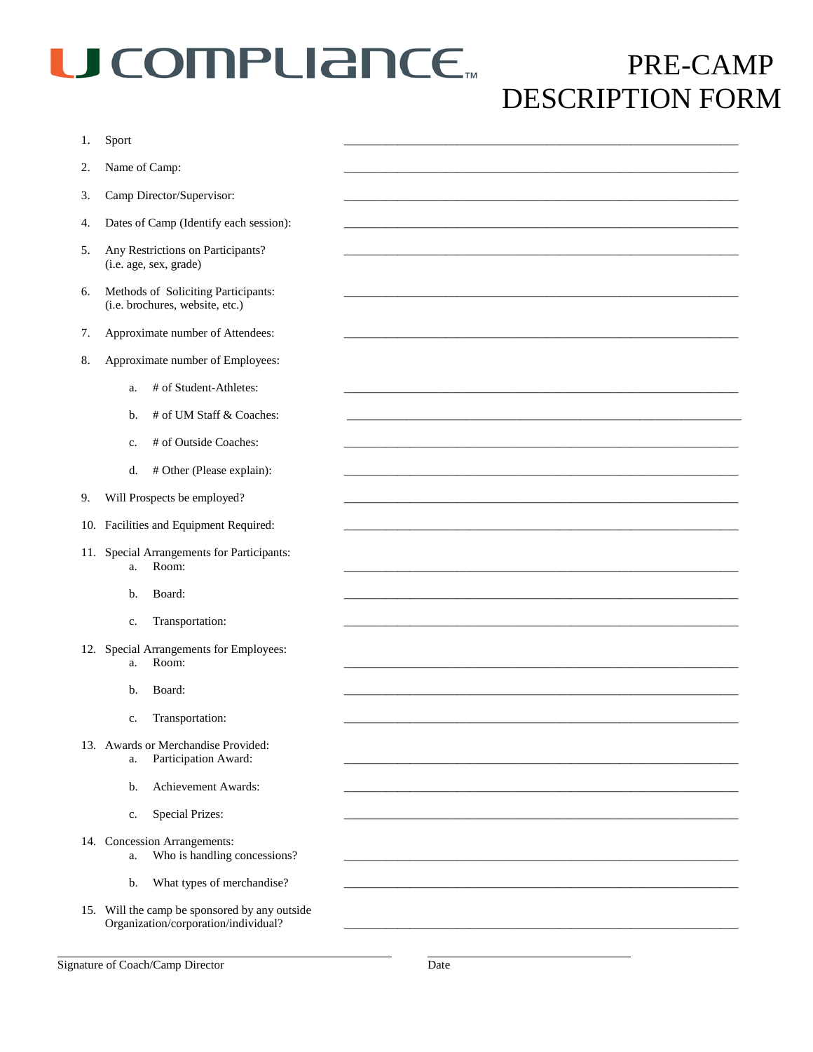# U COMPLIANCE™

# PRE-CAMP DESCRIPTION FORM

1. Sport \_\_\_\_\_\_\_\_\_\_\_\_\_\_\_\_\_\_\_\_\_\_\_\_\_\_\_\_\_\_\_\_\_\_\_\_\_\_\_\_\_\_\_\_\_\_\_\_\_\_\_\_\_\_\_\_\_\_\_\_\_\_\_\_\_\_
2. Name of Camp: \_\_\_\_\_\_\_\_\_\_\_\_\_\_\_\_\_\_\_\_\_\_\_\_\_\_\_\_\_\_\_\_\_\_\_\_\_\_\_\_\_\_\_\_\_\_\_\_\_\_\_\_\_\_\_\_\_\_\_\_\_\_\_\_\_\_
3. Camp Director/Supervisor: \_\_\_\_\_\_\_\_\_\_\_\_\_\_\_\_\_\_\_\_\_\_\_\_\_\_\_\_\_\_\_\_\_\_\_\_\_\_\_\_\_\_\_\_\_\_\_\_\_\_\_\_\_\_\_\_\_\_\_\_\_\_\_\_\_\_
4. Dates of Camp (Identify each session): \_\_\_\_\_\_\_\_\_\_\_\_\_\_\_\_\_\_\_\_\_\_\_\_\_\_\_\_\_\_\_\_\_\_\_\_\_\_\_\_\_\_\_\_\_\_\_\_\_\_\_\_\_\_\_\_\_\_\_\_\_\_\_\_\_\_
5. Any Restrictions on Participants? (i.e. age, sex, grade) \_\_\_\_\_\_\_\_\_\_\_\_\_\_\_\_\_\_\_\_\_\_\_\_\_\_\_\_\_\_\_\_\_\_\_\_\_\_\_\_\_\_\_\_\_\_\_\_\_\_\_\_\_\_\_\_\_\_\_\_\_\_\_\_\_\_
6. Methods of Soliciting Participants: (i.e. brochures, website, etc.) \_\_\_\_\_\_\_\_\_\_\_\_\_\_\_\_\_\_\_\_\_\_\_\_\_\_\_\_\_\_\_\_\_\_\_\_\_\_\_\_\_\_\_\_\_\_\_\_\_\_\_\_\_\_\_\_\_\_\_\_\_\_\_\_\_\_
7. Approximate number of Attendees: \_\_\_\_\_\_\_\_\_\_\_\_\_\_\_\_\_\_\_\_\_\_\_\_\_\_\_\_\_\_\_\_\_\_\_\_\_\_\_\_\_\_\_\_\_\_\_\_\_\_\_\_\_\_\_\_\_\_\_\_\_\_\_\_\_\_
8. Approximate number of Employees:
   a. # of Student-Athletes: \_\_\_\_\_\_\_\_\_\_\_\_\_\_\_\_\_\_\_\_\_\_\_\_\_\_\_\_\_\_\_\_\_\_\_\_\_\_\_\_\_\_\_\_\_\_\_\_\_\_\_\_\_\_\_\_\_\_\_\_\_\_\_\_\_\_
   b. # of UM Staff & Coaches: \_\_\_\_\_\_\_\_\_\_\_\_\_\_\_\_\_\_\_\_\_\_\_\_\_\_\_\_\_\_\_\_\_\_\_\_\_\_\_\_\_\_\_\_\_\_\_\_\_\_\_\_\_\_\_\_\_\_\_\_\_\_\_\_\_\_
   c. # of Outside Coaches: \_\_\_\_\_\_\_\_\_\_\_\_\_\_\_\_\_\_\_\_\_\_\_\_\_\_\_\_\_\_\_\_\_\_\_\_\_\_\_\_\_\_\_\_\_\_\_\_\_\_\_\_\_\_\_\_\_\_\_\_\_\_\_\_\_\_
   d. # Other (Please explain): \_\_\_\_\_\_\_\_\_\_\_\_\_\_\_\_\_\_\_\_\_\_\_\_\_\_\_\_\_\_\_\_\_\_\_\_\_\_\_\_\_\_\_\_\_\_\_\_\_\_\_\_\_\_\_\_\_\_\_\_\_\_\_\_\_\_
9. Will Prospects be employed? \_\_\_\_\_\_\_\_\_\_\_\_\_\_\_\_\_\_\_\_\_\_\_\_\_\_\_\_\_\_\_\_\_\_\_\_\_\_\_\_\_\_\_\_\_\_\_\_\_\_\_\_\_\_\_\_\_\_\_\_\_\_\_\_\_\_
10. Facilities and Equipment Required: \_\_\_\_\_\_\_\_\_\_\_\_\_\_\_\_\_\_\_\_\_\_\_\_\_\_\_\_\_\_\_\_\_\_\_\_\_\_\_\_\_\_\_\_\_\_\_\_\_\_\_\_\_\_\_\_\_\_\_\_\_\_\_\_\_\_
11. Special Arrangements for Participants:
    a. Room: \_\_\_\_\_\_\_\_\_\_\_\_\_\_\_\_\_\_\_\_\_\_\_\_\_\_\_\_\_\_\_\_\_\_\_\_\_\_\_\_\_\_\_\_\_\_\_\_\_\_\_\_\_\_\_\_\_\_\_\_\_\_\_\_\_\_
    b. Board: \_\_\_\_\_\_\_\_\_\_\_\_\_\_\_\_\_\_\_\_\_\_\_\_\_\_\_\_\_\_\_\_\_\_\_\_\_\_\_\_\_\_\_\_\_\_\_\_\_\_\_\_\_\_\_\_\_\_\_\_\_\_\_\_\_\_
    c. Transportation: \_\_\_\_\_\_\_\_\_\_\_\_\_\_\_\_\_\_\_\_\_\_\_\_\_\_\_\_\_\_\_\_\_\_\_\_\_\_\_\_\_\_\_\_\_\_\_\_\_\_\_\_\_\_\_\_\_\_\_\_\_\_\_\_\_\_
12. Special Arrangements for Employees:
    a. Room: \_\_\_\_\_\_\_\_\_\_\_\_\_\_\_\_\_\_\_\_\_\_\_\_\_\_\_\_\_\_\_\_\_\_\_\_\_\_\_\_\_\_\_\_\_\_\_\_\_\_\_\_\_\_\_\_\_\_\_\_\_\_\_\_\_\_
    b. Board: \_\_\_\_\_\_\_\_\_\_\_\_\_\_\_\_\_\_\_\_\_\_\_\_\_\_\_\_\_\_\_\_\_\_\_\_\_\_\_\_\_\_\_\_\_\_\_\_\_\_\_\_\_\_\_\_\_\_\_\_\_\_\_\_\_\_
    c. Transportation: \_\_\_\_\_\_\_\_\_\_\_\_\_\_\_\_\_\_\_\_\_\_\_\_\_\_\_\_\_\_\_\_\_\_\_\_\_\_\_\_\_\_\_\_\_\_\_\_\_\_\_\_\_\_\_\_\_\_\_\_\_\_\_\_\_\_
13. Awards or Merchandise Provided:
    a. Participation Award: \_\_\_\_\_\_\_\_\_\_\_\_\_\_\_\_\_\_\_\_\_\_\_\_\_\_\_\_\_\_\_\_\_\_\_\_\_\_\_\_\_\_\_\_\_\_\_\_\_\_\_\_\_\_\_\_\_\_\_\_\_\_\_\_\_\_
    b. Achievement Awards: \_\_\_\_\_\_\_\_\_\_\_\_\_\_\_\_\_\_\_\_\_\_\_\_\_\_\_\_\_\_\_\_\_\_\_\_\_\_\_\_\_\_\_\_\_\_\_\_\_\_\_\_\_\_\_\_\_\_\_\_\_\_\_\_\_\_
    c. Special Prizes: \_\_\_\_\_\_\_\_\_\_\_\_\_\_\_\_\_\_\_\_\_\_\_\_\_\_\_\_\_\_\_\_\_\_\_\_\_\_\_\_\_\_\_\_\_\_\_\_\_\_\_\_\_\_\_\_\_\_\_\_\_\_\_\_\_\_
14. Concession Arrangements:
    a. Who is handling concessions? \_\_\_\_\_\_\_\_\_\_\_\_\_\_\_\_\_\_\_\_\_\_\_\_\_\_\_\_\_\_\_\_\_\_\_\_\_\_\_\_\_\_\_\_\_\_\_\_\_\_\_\_\_\_\_\_\_\_\_\_\_\_\_\_\_\_
    b. What types of merchandise? \_\_\_\_\_\_\_\_\_\_\_\_\_\_\_\_\_\_\_\_\_\_\_\_\_\_\_\_\_\_\_\_\_\_\_\_\_\_\_\_\_\_\_\_\_\_\_\_\_\_\_\_\_\_\_\_\_\_\_\_\_\_\_\_\_\_
15. Will the camp be sponsored by any outside Organization/corporation/individual? \_\_\_\_\_\_\_\_\_\_\_\_\_\_\_\_\_\_\_\_\_\_\_\_\_\_\_\_\_\_\_\_\_\_\_\_\_\_\_\_\_\_\_\_\_\_\_\_\_\_\_\_\_\_\_\_\_\_\_\_\_\_\_\_\_\_

\_\_\_\_\_\_\_\_\_\_\_\_\_\_\_\_\_\_\_\_\_\_\_\_\_\_\_\_\_\_\_\_\_\_\_\_\_\_\_\_\_\_\_\_ \_\_\_\_\_\_\_\_\_\_\_\_\_\_\_\_\_\_\_\_\_\_\_\_\_\_\_\_

Signature of Coach/Camp Director Date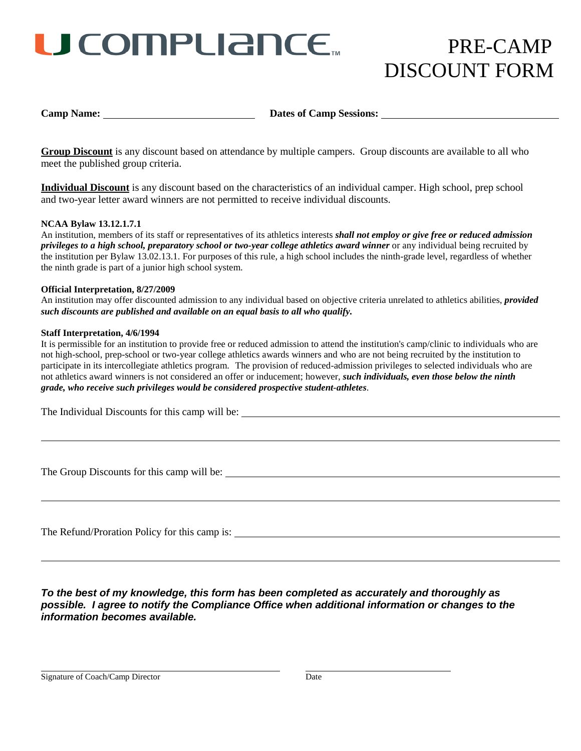U COMPLIANCE™

# PRE-CAMP DISCOUNT FORM

**Camp Name:** ______________________________ **Dates of Camp Sessions:** ______________________________

**Group Discount** is any discount based on attendance by multiple campers. Group discounts are available to all who meet the published group criteria.

**Individual Discount** is any discount based on the characteristics of an individual camper. High school, prep school and two-year letter award winners are not permitted to receive individual discounts.

**NCAA Bylaw 13.12.1.7.1**
An institution, members of its staff or representatives of its athletics interests ***shall not employ or give free or reduced admission privileges to a high school, preparatory school or two-year college athletics award winner*** or any individual being recruited by the institution per Bylaw 13.02.13.1. For purposes of this rule, a high school includes the ninth-grade level, regardless of whether the ninth grade is part of a junior high school system.

**Official Interpretation, 8/27/2009**
An institution may offer discounted admission to any individual based on objective criteria unrelated to athletics abilities, ***provided such discounts are published and available on an equal basis to all who qualify.***

**Staff Interpretation, 4/6/1994**
It is permissible for an institution to provide free or reduced admission to attend the institution's camp/clinic to individuals who are not high-school, prep-school or two-year college athletics awards winners and who are not being recruited by the institution to participate in its intercollegiate athletics program. The provision of reduced-admission privileges to selected individuals who are not athletics award winners is not considered an offer or inducement; however, ***such individuals, even those below the ninth grade, who receive such privileges would be considered prospective student-athletes***.

The Individual Discounts for this camp will be: ______________________________

______________________________

The Group Discounts for this camp will be: ______________________________

______________________________

The Refund/Proration Policy for this camp is: ______________________________

______________________________

***To the best of my knowledge, this form has been completed as accurately and thoroughly as possible. I agree to notify the Compliance Office when additional information or changes to the information becomes available.***

______________________________ ______________________________
Signature of Coach/Camp Director Date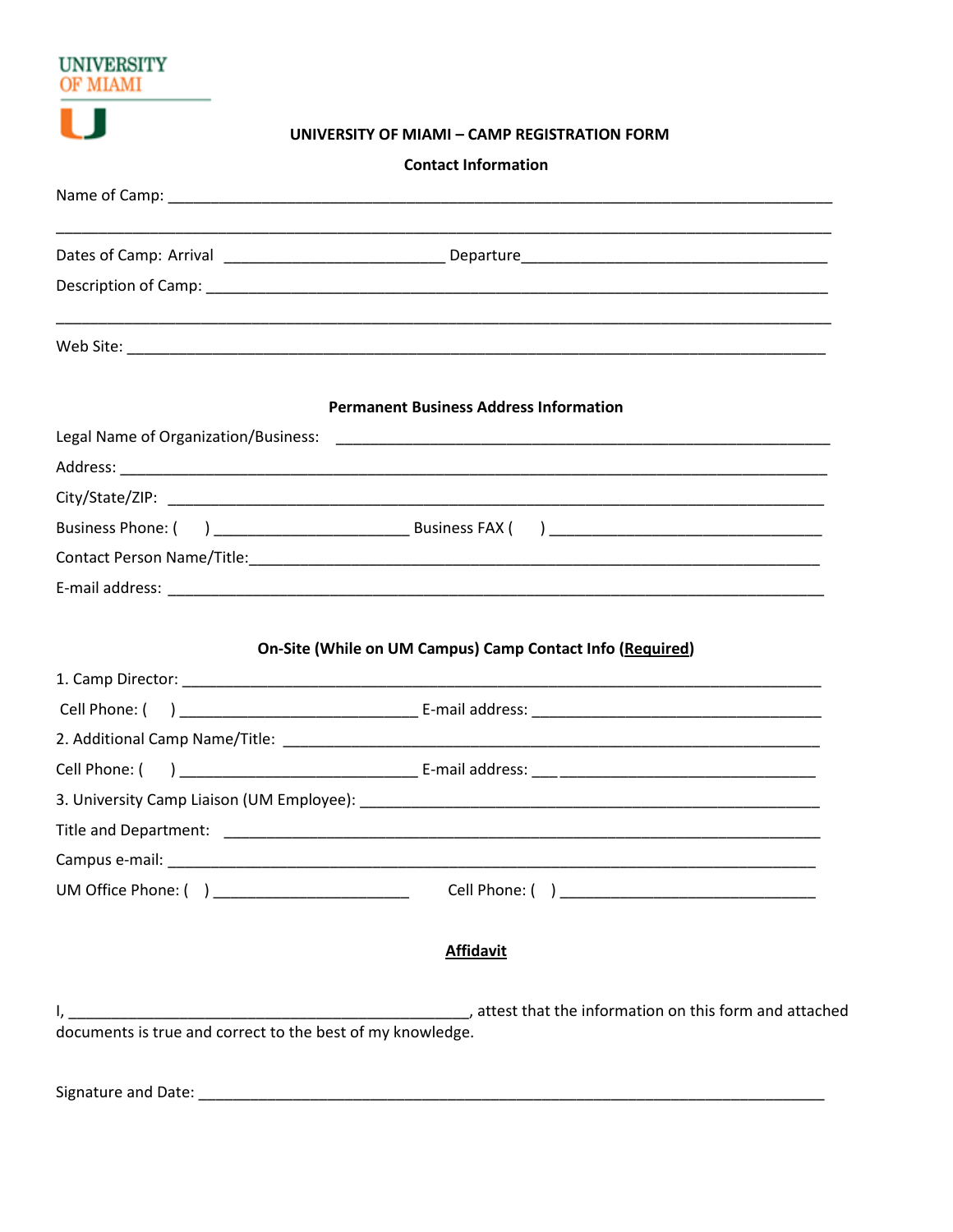UNIVERSITY
OF MIAMI

# UNIVERSITY OF MIAMI – CAMP REGISTRATION FORM

## Contact Information

Name of Camp: ______________________________________________________________________________

______________________________________________________________________________________________

Dates of Camp: Arrival __________________________ Departure____________________________________

Description of Camp: ___________________________________________________________________________

______________________________________________________________________________________________

Web Site: ____________________________________________________________________________________

## Permanent Business Address Information

Legal Name of Organization/Business: ______________________________________________________________

Address: _____________________________________________________________________________________

City/State/ZIP: ________________________________________________________________________________

Business Phone: (     ) ______________________ Business FAX (     ) _______________________________

Contact Person Name/Title:_____________________________________________________________________

E-mail address: ________________________________________________________________________________

## On-Site (While on UM Campus) Camp Contact Info (<u>Required</u>)

1. Camp Director: ______________________________________________________________________________

Cell Phone: (     ) ___________________________ E-mail address: _________________________________

2. Additional Camp Name/Title: ___________________________________________________________________

Cell Phone: (     ) ___________________________ E-mail address: _________________________________

3. University Camp Liaison (UM Employee): _________________________________________________________

Title and Department: __________________________________________________________________________

Campus e-mail: ________________________________________________________________________________

UM Office Phone: (     ) ______________________ Cell Phone: (     ) _______________________________

## <u>Affidavit</u>

I, _______________________________________________, attest that the information on this form and attached documents is true and correct to the best of my knowledge.

Signature and Date: ____________________________________________________________________________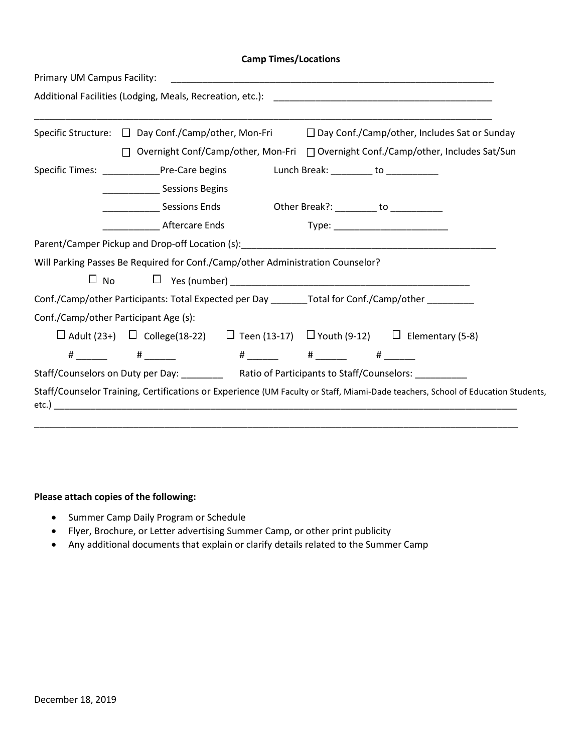**Camp Times/Locations**

Primary UM Campus Facility: _______________________________________________________________

Additional Facilities (Lodging, Meals, Recreation, etc.): __________________________________________

_____________________________________________________________________________________

Specific Structure: ☐ Day Conf./Camp/other, Mon-Fri ☐ Day Conf./Camp/other, Includes Sat or Sunday

☐ Overnight Conf/Camp/other, Mon-Fri ☐ Overnight Conf./Camp/other, Includes Sat/Sun

Specific Times: ___________Pre-Care begins Lunch Break: ________ to __________

___________ Sessions Begins

___________ Sessions Ends Other Break?: ________ to __________

___________ Aftercare Ends Type: ______________________

Parent/Camper Pickup and Drop-off Location (s):__________________________________________________

Will Parking Passes Be Required for Conf./Camp/other Administration Counselor?

☐ No ☐ Yes (number) _______________________________________________

Conf./Camp/other Participants: Total Expected per Day _______Total for Conf./Camp/other _________

Conf./Camp/other Participant Age (s):

☐ Adult (23+) ☐ College(18-22) ☐ Teen (13-17) ☐ Youth (9-12) ☐ Elementary (5-8)

\# ______ # ______ # ______ # ______ # ______

Staff/Counselors on Duty per Day: ________ Ratio of Participants to Staff/Counselors: __________

Staff/Counselor Training, Certifications or Experience (UM Faculty or Staff, Miami-Dade teachers, School of Education Students, etc.) _____________________________________________________________________________________

_____________________________________________________________________________________

**Please attach copies of the following:**

- Summer Camp Daily Program or Schedule
- Flyer, Brochure, or Letter advertising Summer Camp, or other print publicity
- Any additional documents that explain or clarify details related to the Summer Camp

December 18, 2019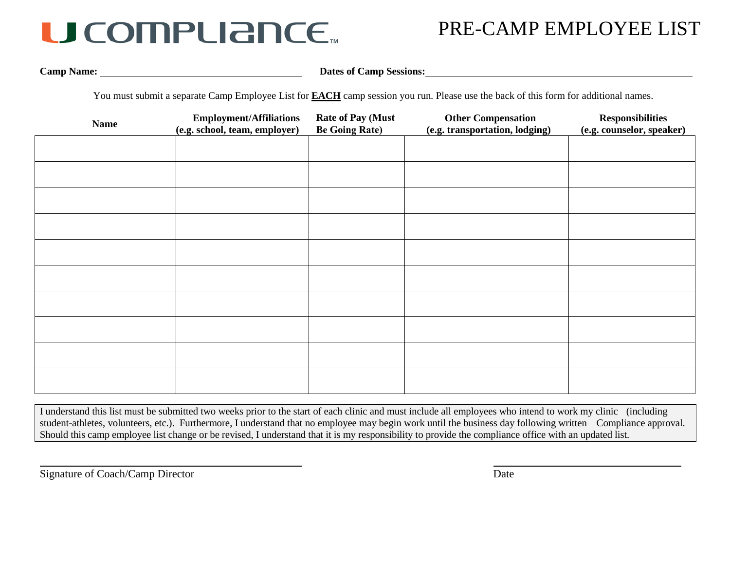U COMPLIANCE™

# PRE-CAMP EMPLOYEE LIST

**Camp Name:** ______________________________________ **Dates of Camp Sessions:**__________________________________________________

You must submit a separate Camp Employee List for **EACH** camp session you run. Please use the back of this form for additional names.

| **Name** | **Employment/Affiliations (e.g. school, team, employer)** | **Rate of Pay (Must Be Going Rate)** | **Other Compensation (e.g. transportation, lodging)** | **Responsibilities (e.g. counselor, speaker)** |
|---|---|---|---|---|
| | | | | |
| | | | | |
| | | | | |
| | | | | |
| | | | | |
| | | | | |
| | | | | |
| | | | | |
| | | | | |
| | | | | |

I understand this list must be submitted two weeks prior to the start of each clinic and must include all employees who intend to work my clinic (including student-athletes, volunteers, etc.). Furthermore, I understand that no employee may begin work until the business day following written Compliance approval. Should this camp employee list change or be revised, I understand that it is my responsibility to provide the compliance office with an updated list.

______________________________________ ______________________________

Signature of Coach/Camp Director Date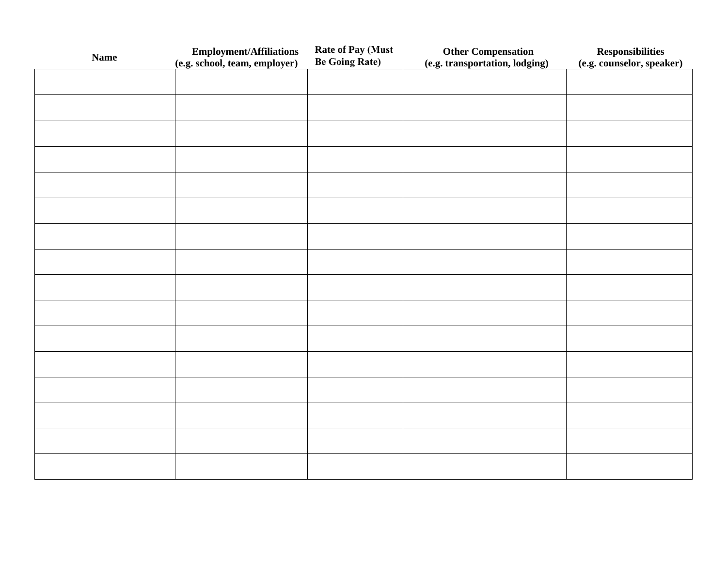| Name | Employment/Affiliations (e.g. school, team, employer) | Rate of Pay (Must Be Going Rate) | Other Compensation (e.g. transportation, lodging) | Responsibilities (e.g. counselor, speaker) |
|---|---|---|---|---|
| | | | | |
| | | | | |
| | | | | |
| | | | | |
| | | | | |
| | | | | |
| | | | | |
| | | | | |
| | | | | |
| | | | | |
| | | | | |
| | | | | |
| | | | | |
| | | | | |
| | | | | |
| | | | | |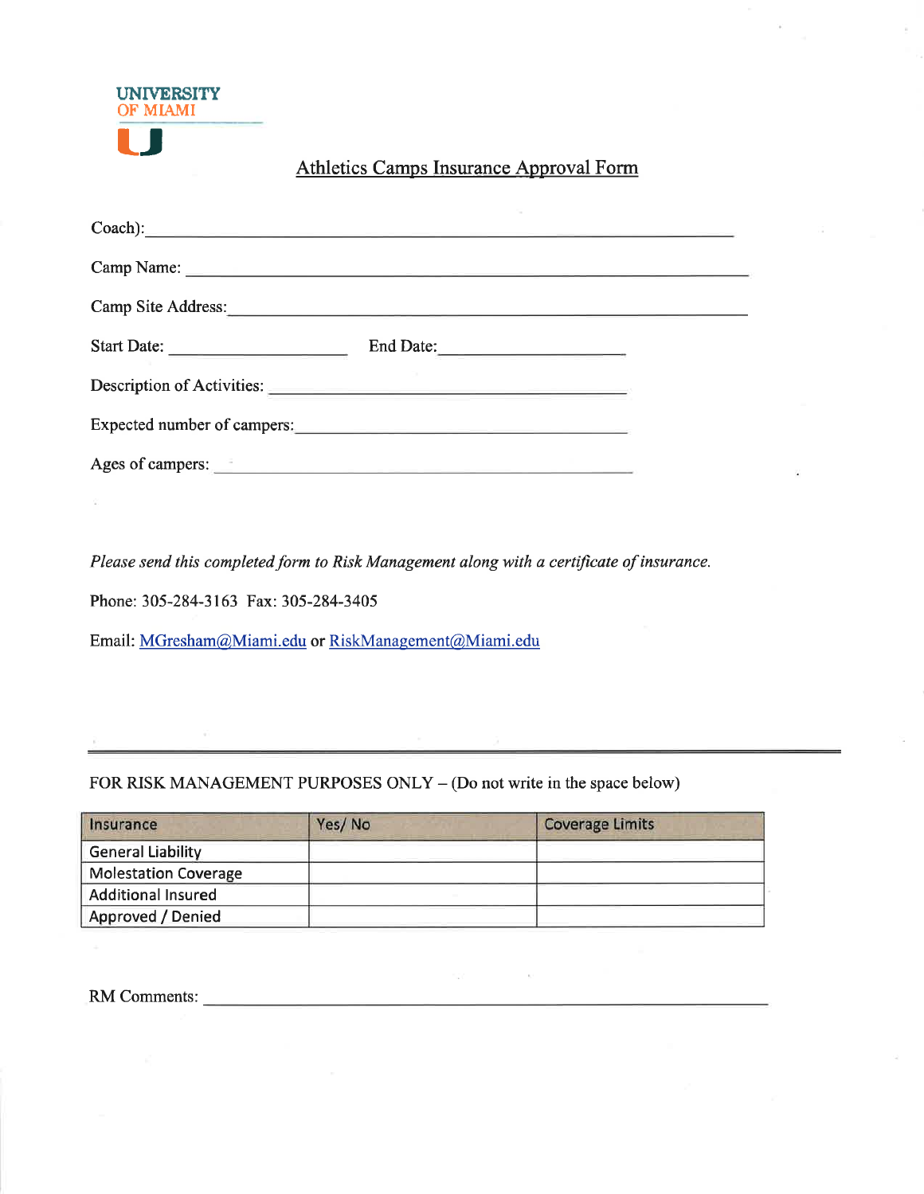UNIVERSITY OF MIAMI

# Athletics Camps Insurance Approval Form

Coach): ______________________________________________

Camp Name: ______________________________________________

Camp Site Address: ______________________________________________

Start Date: ____________________ End Date: ____________________

Description of Activities: ______________________________________________

Expected number of campers: ______________________________________________

Ages of campers: ______________________________________________

*Please send this completed form to Risk Management along with a certificate of insurance.*

Phone: 305-284-3163 Fax: 305-284-3405

Email: MGresham@Miami.edu or RiskManagement@Miami.edu

---

FOR RISK MANAGEMENT PURPOSES ONLY – (Do not write in the space below)

| Insurance | Yes/ No | Coverage Limits |
| --- | --- | --- |
| General Liability | | |
| Molestation Coverage | | |
| Additional Insured | | |
| Approved / Denied | | |

RM Comments: ______________________________________________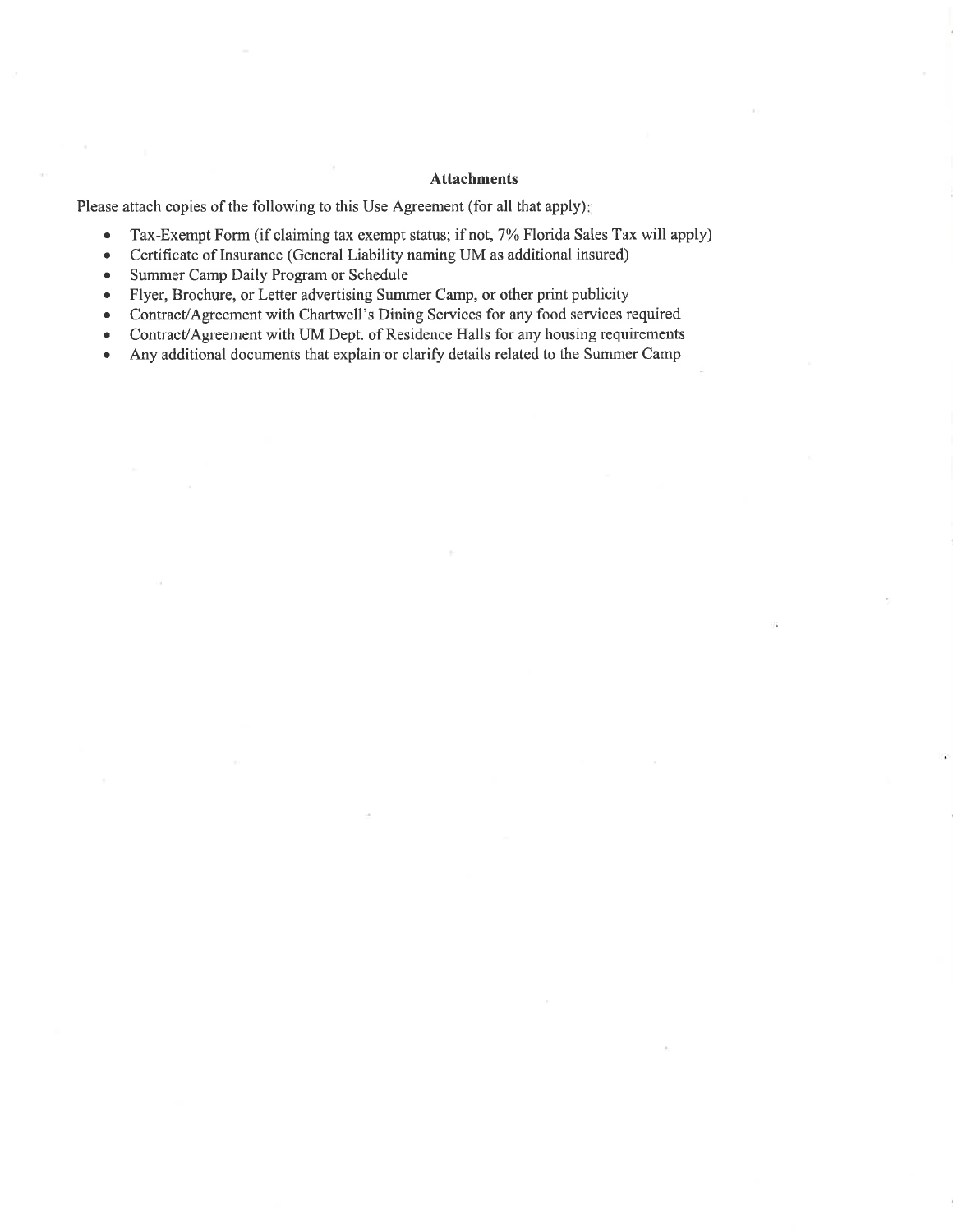## Attachments

Please attach copies of the following to this Use Agreement (for all that apply):

- Tax-Exempt Form (if claiming tax exempt status; if not, 7% Florida Sales Tax will apply)
- Certificate of Insurance (General Liability naming UM as additional insured)
- Summer Camp Daily Program or Schedule
- Flyer, Brochure, or Letter advertising Summer Camp, or other print publicity
- Contract/Agreement with Chartwell's Dining Services for any food services required
- Contract/Agreement with UM Dept. of Residence Halls for any housing requirements
- Any additional documents that explain or clarify details related to the Summer Camp